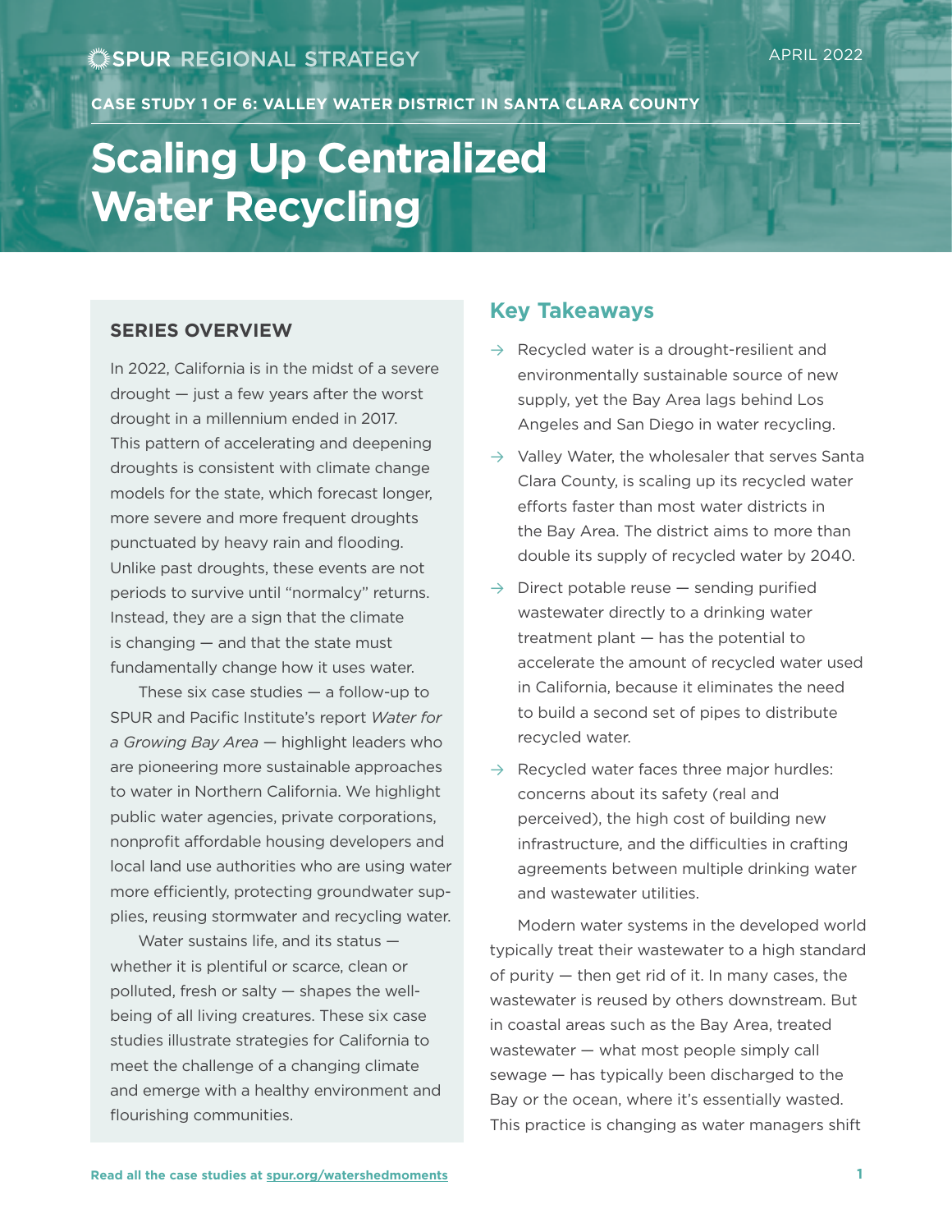SPUR REGIONAL STRATEGY

APRIL 2022

CASE STUDY 1 OF 6: VALLEY WATER DISTRICT IN SANTA CLARA COUNTY

# Scaling Up Centralized Water Recycling

## SERIES OVERVIEW

In 2022, California is in the midst of a severe drought — just a few years after the worst drought in a millennium ended in 2017. This pattern of accelerating and deepening droughts is consistent with climate change models for the state, which forecast longer, more severe and more frequent droughts punctuated by heavy rain and flooding. Unlike past droughts, these events are not periods to survive until "normalcy" returns. Instead, they are a sign that the climate is changing — and that the state must fundamentally change how it uses water.

These six case studies — a follow-up to SPUR and Pacific Institute's report *Water for a Growing Bay Area* — highlight leaders who are pioneering more sustainable approaches to water in Northern California. We highlight public water agencies, private corporations, nonprofit affordable housing developers and local land use authorities who are using water more efficiently, protecting groundwater supplies, reusing stormwater and recycling water.

Water sustains life, and its status — whether it is plentiful or scarce, clean or polluted, fresh or salty — shapes the well-being of all living creatures. These six case studies illustrate strategies for California to meet the challenge of a changing climate and emerge with a healthy environment and flourishing communities.

## Key Takeaways

- Recycled water is a drought-resilient and environmentally sustainable source of new supply, yet the Bay Area lags behind Los Angeles and San Diego in water recycling.
- Valley Water, the wholesaler that serves Santa Clara County, is scaling up its recycled water efforts faster than most water districts in the Bay Area. The district aims to more than double its supply of recycled water by 2040.
- Direct potable reuse — sending purified wastewater directly to a drinking water treatment plant — has the potential to accelerate the amount of recycled water used in California, because it eliminates the need to build a second set of pipes to distribute recycled water.
- Recycled water faces three major hurdles: concerns about its safety (real and perceived), the high cost of building new infrastructure, and the difficulties in crafting agreements between multiple drinking water and wastewater utilities.

Modern water systems in the developed world typically treat their wastewater to a high standard of purity — then get rid of it. In many cases, the wastewater is reused by others downstream. But in coastal areas such as the Bay Area, treated wastewater — what most people simply call sewage — has typically been discharged to the Bay or the ocean, where it's essentially wasted. This practice is changing as water managers shift

Read all the case studies at spur.org/watershedmoments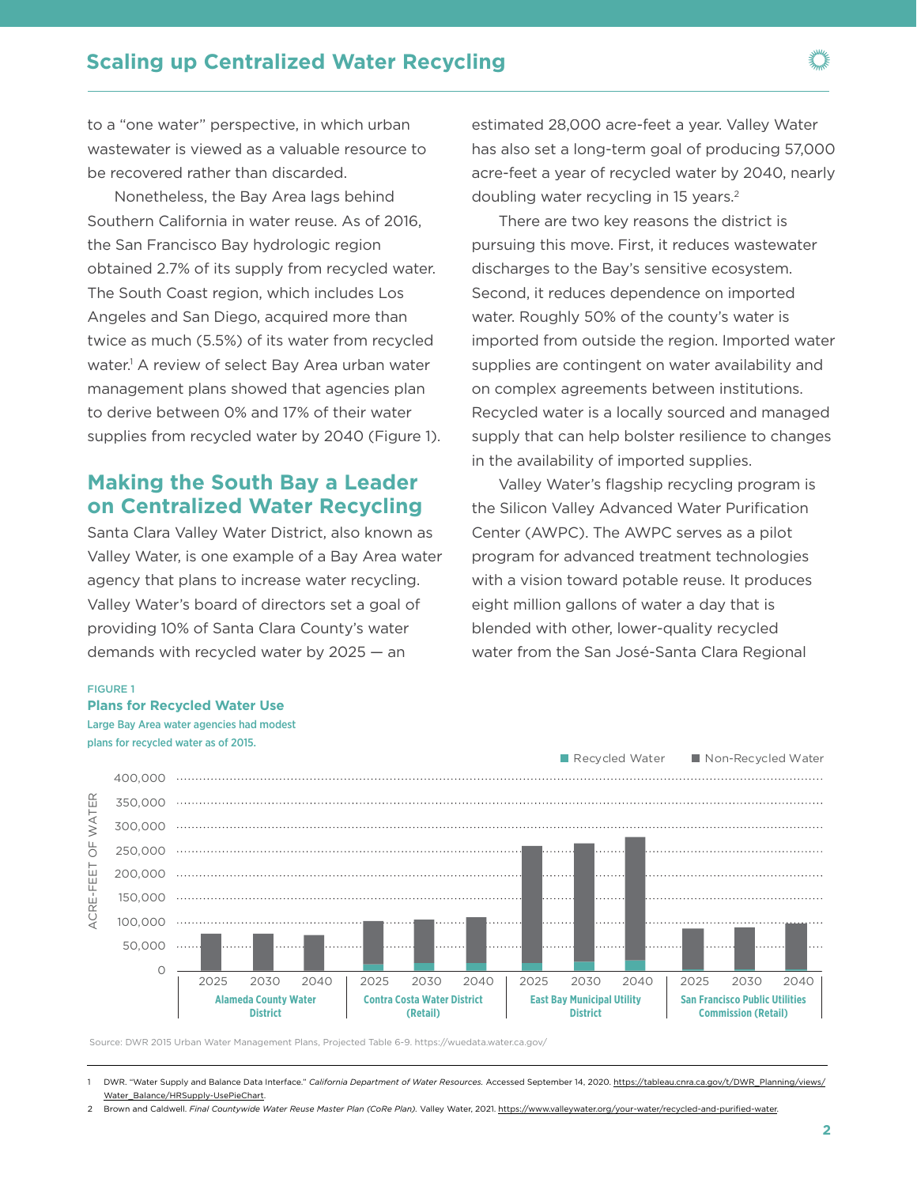to a "one water" perspective, in which urban wastewater is viewed as a valuable resource to be recovered rather than discarded.

Nonetheless, the Bay Area lags behind Southern California in water reuse. As of 2016, the San Francisco Bay hydrologic region obtained 2.7% of its supply from recycled water. The South Coast region, which includes Los Angeles and San Diego, acquired more than twice as much (5.5%) of its water from recycled water.[1] A review of select Bay Area urban water management plans showed that agencies plan to derive between 0% and 17% of their water supplies from recycled water by 2040 (Figure 1).

## Making the South Bay a Leader on Centralized Water Recycling

Santa Clara Valley Water District, also known as Valley Water, is one example of a Bay Area water agency that plans to increase water recycling. Valley Water's board of directors set a goal of providing 10% of Santa Clara County's water demands with recycled water by 2025 — an estimated 28,000 acre-feet a year. Valley Water has also set a long-term goal of producing 57,000 acre-feet a year of recycled water by 2040, nearly doubling water recycling in 15 years.[2]

There are two key reasons the district is pursuing this move. First, it reduces wastewater discharges to the Bay's sensitive ecosystem. Second, it reduces dependence on imported water. Roughly 50% of the county's water is imported from outside the region. Imported water supplies are contingent on water availability and on complex agreements between institutions. Recycled water is a locally sourced and managed supply that can help bolster resilience to changes in the availability of imported supplies.

Valley Water's flagship recycling program is the Silicon Valley Advanced Water Purification Center (AWPC). The AWPC serves as a pilot program for advanced treatment technologies with a vision toward potable reuse. It produces eight million gallons of water a day that is blended with other, lower-quality recycled water from the San José-Santa Clara Regional

FIGURE 1

**Plans for Recycled Water Use**

Large Bay Area water agencies had modest plans for recycled water as of 2015.

Source: DWR 2015 Urban Water Management Plans, Projected Table 6-9. https://wuedata.water.ca.gov/

---

1 DWR. "Water Supply and Balance Data Interface." *California Department of Water Resources.* Accessed September 14, 2020. https://tableau.cnra.ca.gov/t/DWR_Planning/views/Water_Balance/HRSupply-UsePieChart.

2 Brown and Caldwell. *Final Countywide Water Reuse Master Plan (CoRe Plan).* Valley Water, 2021. https://www.valleywater.org/your-water/recycled-and-purified-water.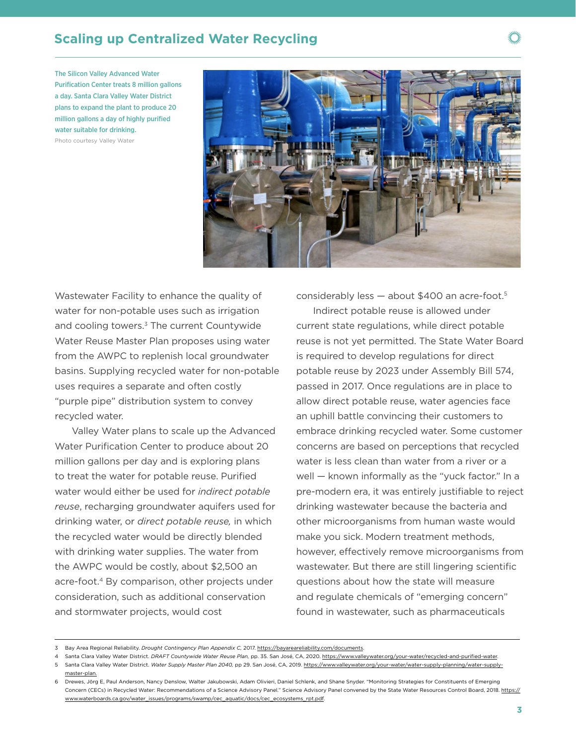## Scaling up Centralized Water Recycling

The Silicon Valley Advanced Water Purification Center treats 8 million gallons a day. Santa Clara Valley Water District plans to expand the plant to produce 20 million gallons a day of highly purified water suitable for drinking.

Photo courtesy Valley Water

Wastewater Facility to enhance the quality of water for non-potable uses such as irrigation and cooling towers.[3] The current Countywide Water Reuse Master Plan proposes using water from the AWPC to replenish local groundwater basins. Supplying recycled water for non-potable uses requires a separate and often costly "purple pipe" distribution system to convey recycled water.

Valley Water plans to scale up the Advanced Water Purification Center to produce about 20 million gallons per day and is exploring plans to treat the water for potable reuse. Purified water would either be used for *indirect potable reuse*, recharging groundwater aquifers used for drinking water, or *direct potable reuse,* in which the recycled water would be directly blended with drinking water supplies. The water from the AWPC would be costly, about $2,500 an acre-foot.[4] By comparison, other projects under consideration, such as additional conservation and stormwater projects, would cost considerably less — about $400 an acre-foot.[5]

Indirect potable reuse is allowed under current state regulations, while direct potable reuse is not yet permitted. The State Water Board is required to develop regulations for direct potable reuse by 2023 under Assembly Bill 574, passed in 2017. Once regulations are in place to allow direct potable reuse, water agencies face an uphill battle convincing their customers to embrace drinking recycled water. Some customer concerns are based on perceptions that recycled water is less clean than water from a river or a well — known informally as the "yuck factor." In a pre-modern era, it was entirely justifiable to reject drinking wastewater because the bacteria and other microorganisms from human waste would make you sick. Modern treatment methods, however, effectively remove microorganisms from wastewater. But there are still lingering scientific questions about how the state will measure and regulate chemicals of "emerging concern" found in wastewater, such as pharmaceuticals

---

3 Bay Area Regional Reliability. *Drought Contingency Plan Appendix C,* 2017. https://bayareareliability.com/documents.

4 Santa Clara Valley Water District. *DRAFT Countywide Water Reuse Plan,* pp. 35. San José, CA, 2020. https://www.valleywater.org/your-water/recycled-and-purified-water.

5 Santa Clara Valley Water District. *Water Supply Master Plan 2040,* pp 29. San José, CA, 2019. https://www.valleywater.org/your-water/water-supply-planning/water-supply-master-plan.

6 Drewes, Jörg E, Paul Anderson, Nancy Denslow, Walter Jakubowski, Adam Olivieri, Daniel Schlenk, and Shane Snyder. "Monitoring Strategies for Constituents of Emerging Concern (CECs) in Recycled Water: Recommendations of a Science Advisory Panel." Science Advisory Panel convened by the State Water Resources Control Board, 2018. https://www.waterboards.ca.gov/water_issues/programs/swamp/cec_aquatic/docs/cec_ecosystems_rpt.pdf.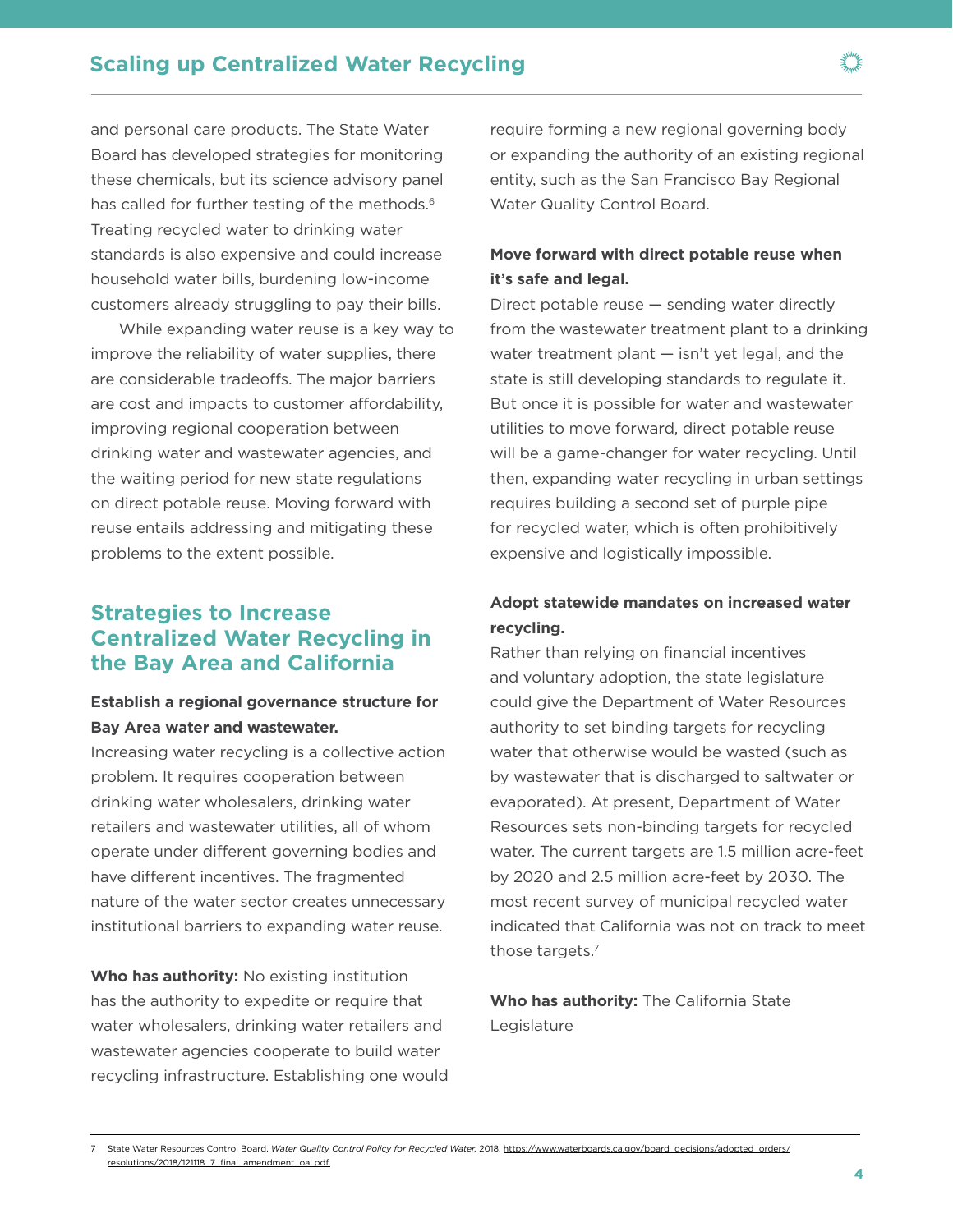and personal care products. The State Water Board has developed strategies for monitoring these chemicals, but its science advisory panel has called for further testing of the methods.[6] Treating recycled water to drinking water standards is also expensive and could increase household water bills, burdening low-income customers already struggling to pay their bills.

While expanding water reuse is a key way to improve the reliability of water supplies, there are considerable tradeoffs. The major barriers are cost and impacts to customer affordability, improving regional cooperation between drinking water and wastewater agencies, and the waiting period for new state regulations on direct potable reuse. Moving forward with reuse entails addressing and mitigating these problems to the extent possible.

## Strategies to Increase Centralized Water Recycling in the Bay Area and California

**Establish a regional governance structure for Bay Area water and wastewater.**

Increasing water recycling is a collective action problem. It requires cooperation between drinking water wholesalers, drinking water retailers and wastewater utilities, all of whom operate under different governing bodies and have different incentives. The fragmented nature of the water sector creates unnecessary institutional barriers to expanding water reuse.

**Who has authority:** No existing institution has the authority to expedite or require that water wholesalers, drinking water retailers and wastewater agencies cooperate to build water recycling infrastructure. Establishing one would require forming a new regional governing body or expanding the authority of an existing regional entity, such as the San Francisco Bay Regional Water Quality Control Board.

**Move forward with direct potable reuse when it's safe and legal.**

Direct potable reuse — sending water directly from the wastewater treatment plant to a drinking water treatment plant — isn't yet legal, and the state is still developing standards to regulate it. But once it is possible for water and wastewater utilities to move forward, direct potable reuse will be a game-changer for water recycling. Until then, expanding water recycling in urban settings requires building a second set of purple pipe for recycled water, which is often prohibitively expensive and logistically impossible.

**Adopt statewide mandates on increased water recycling.**

Rather than relying on financial incentives and voluntary adoption, the state legislature could give the Department of Water Resources authority to set binding targets for recycling water that otherwise would be wasted (such as by wastewater that is discharged to saltwater or evaporated). At present, Department of Water Resources sets non-binding targets for recycled water. The current targets are 1.5 million acre-feet by 2020 and 2.5 million acre-feet by 2030. The most recent survey of municipal recycled water indicated that California was not on track to meet those targets.[7]

**Who has authority:** The California State Legislature

---

7 State Water Resources Control Board, *Water Quality Control Policy for Recycled Water,* 2018. https://www.waterboards.ca.gov/board_decisions/adopted_orders/resolutions/2018/121118_7_final_amendment_oal.pdf.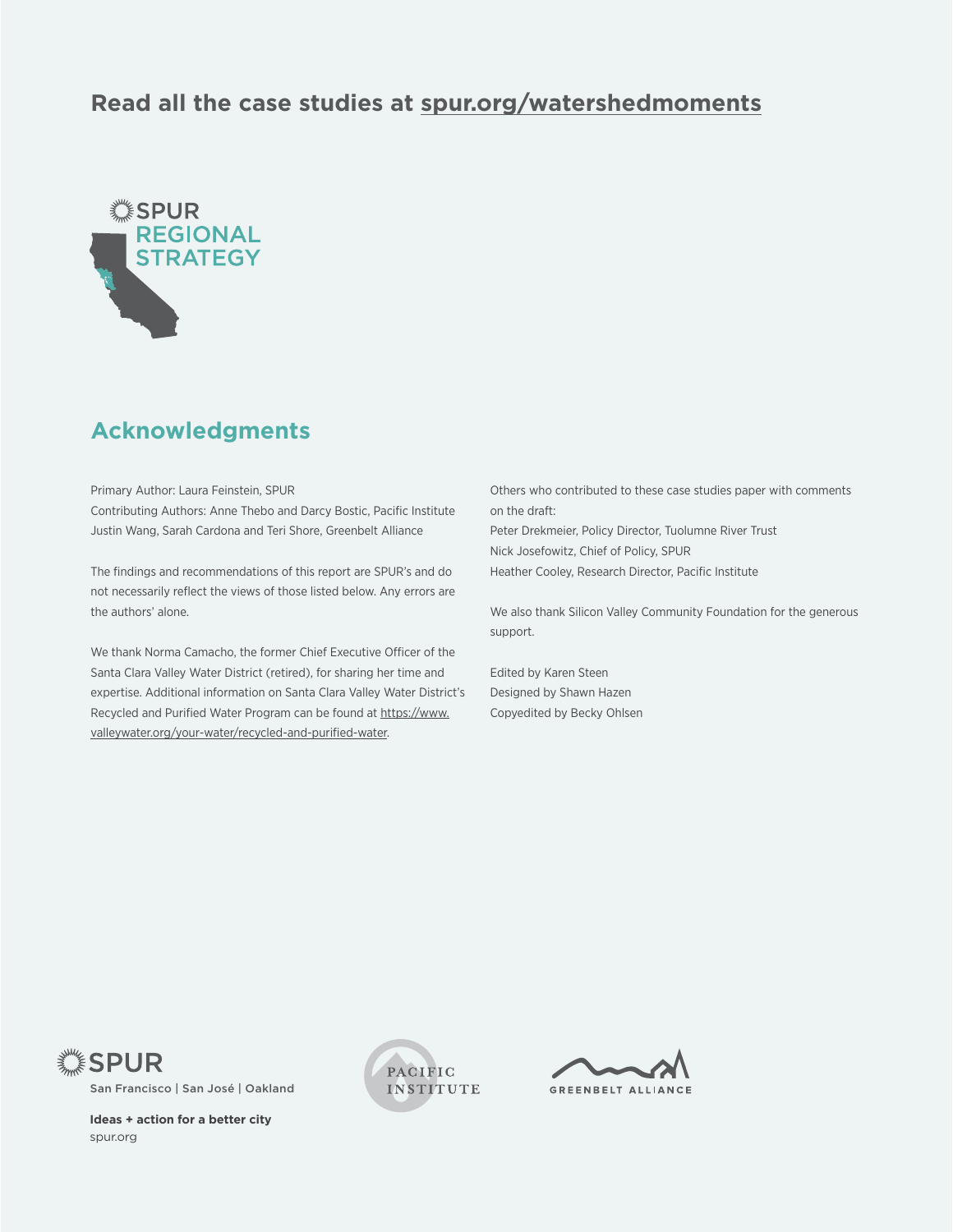**Read all the case studies at spur.org/watershedmoments**

SPUR
REGIONAL
STRATEGY

## Acknowledgments

Primary Author: Laura Feinstein, SPUR
Contributing Authors: Anne Thebo and Darcy Bostic, Pacific Institute
Justin Wang, Sarah Cardona and Teri Shore, Greenbelt Alliance

The findings and recommendations of this report are SPUR's and do not necessarily reflect the views of those listed below. Any errors are the authors' alone.

We thank Norma Camacho, the former Chief Executive Officer of the Santa Clara Valley Water District (retired), for sharing her time and expertise. Additional information on Santa Clara Valley Water District's Recycled and Purified Water Program can be found at https://www.valleywater.org/your-water/recycled-and-purified-water.

Others who contributed to these case studies paper with comments on the draft:
Peter Drekmeier, Policy Director, Tuolumne River Trust
Nick Josefowitz, Chief of Policy, SPUR
Heather Cooley, Research Director, Pacific Institute

We also thank Silicon Valley Community Foundation for the generous support.

Edited by Karen Steen
Designed by Shawn Hazen
Copyedited by Becky Ohlsen

SPUR
San Francisco | San José | Oakland

**Ideas + action for a better city**
spur.org

PACIFIC INSTITUTE

GREENBELT ALLIANCE